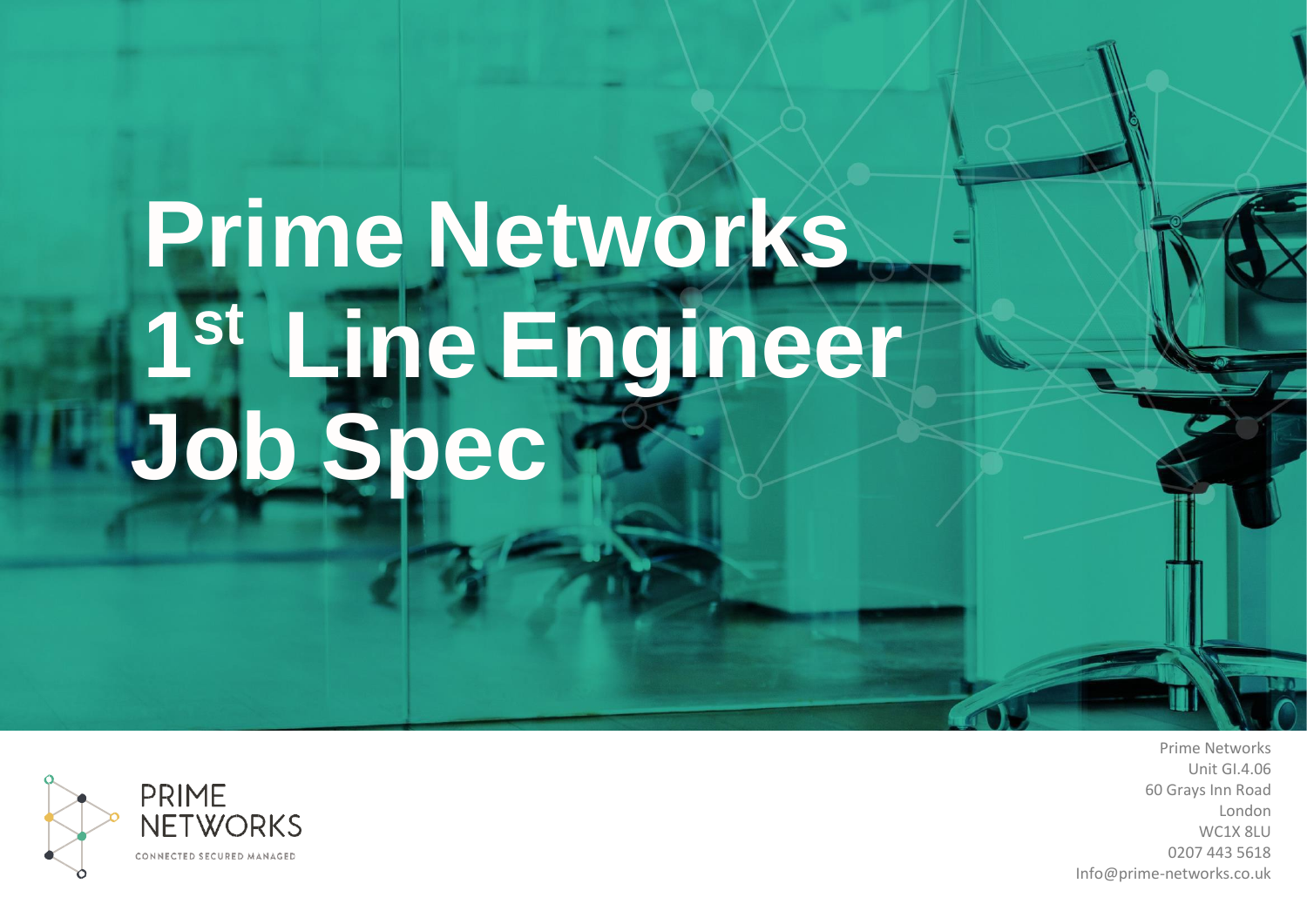# Prime Networks 1st Line Engineer Job Spec

PRIME NETWORKS

CONNECTED SECURED MANAGED

Prime Networks
Unit GI.4.06
60 Grays Inn Road
London
WC1X 8LU
0207 443 5618
Info@prime-networks.co.uk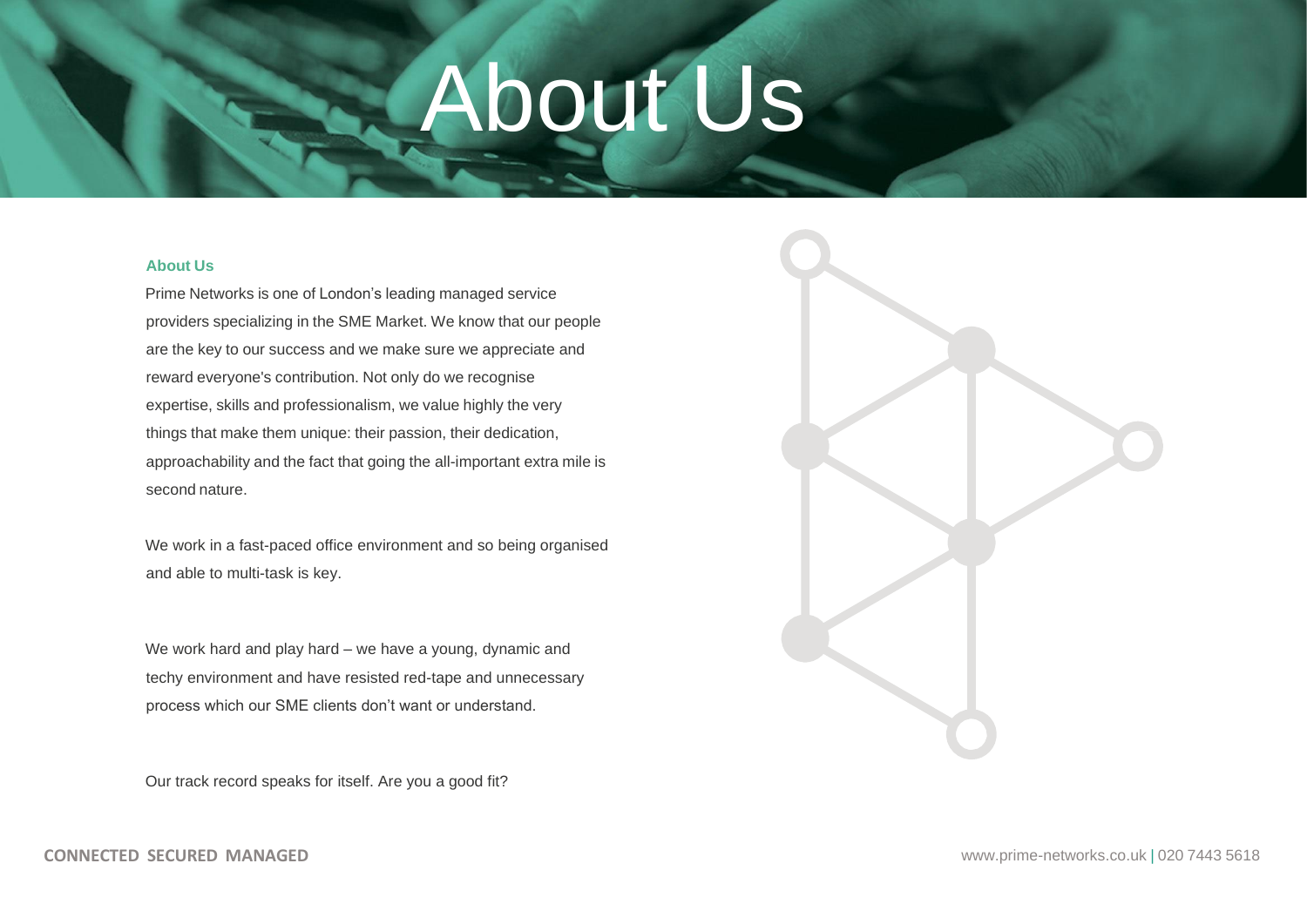# About Us

### About Us

Prime Networks is one of London's leading managed service providers specializing in the SME Market. We know that our people are the key to our success and we make sure we appreciate and reward everyone's contribution. Not only do we recognise expertise, skills and professionalism, we value highly the very things that make them unique: their passion, their dedication, approachability and the fact that going the all-important extra mile is second nature.

We work in a fast-paced office environment and so being organised and able to multi-task is key.

We work hard and play hard – we have a young, dynamic and techy environment and have resisted red-tape and unnecessary process which our SME clients don't want or understand.

Our track record speaks for itself. Are you a good fit?

**CONNECTED SECURED MANAGED**

www.prime-networks.co.uk | 020 7443 5618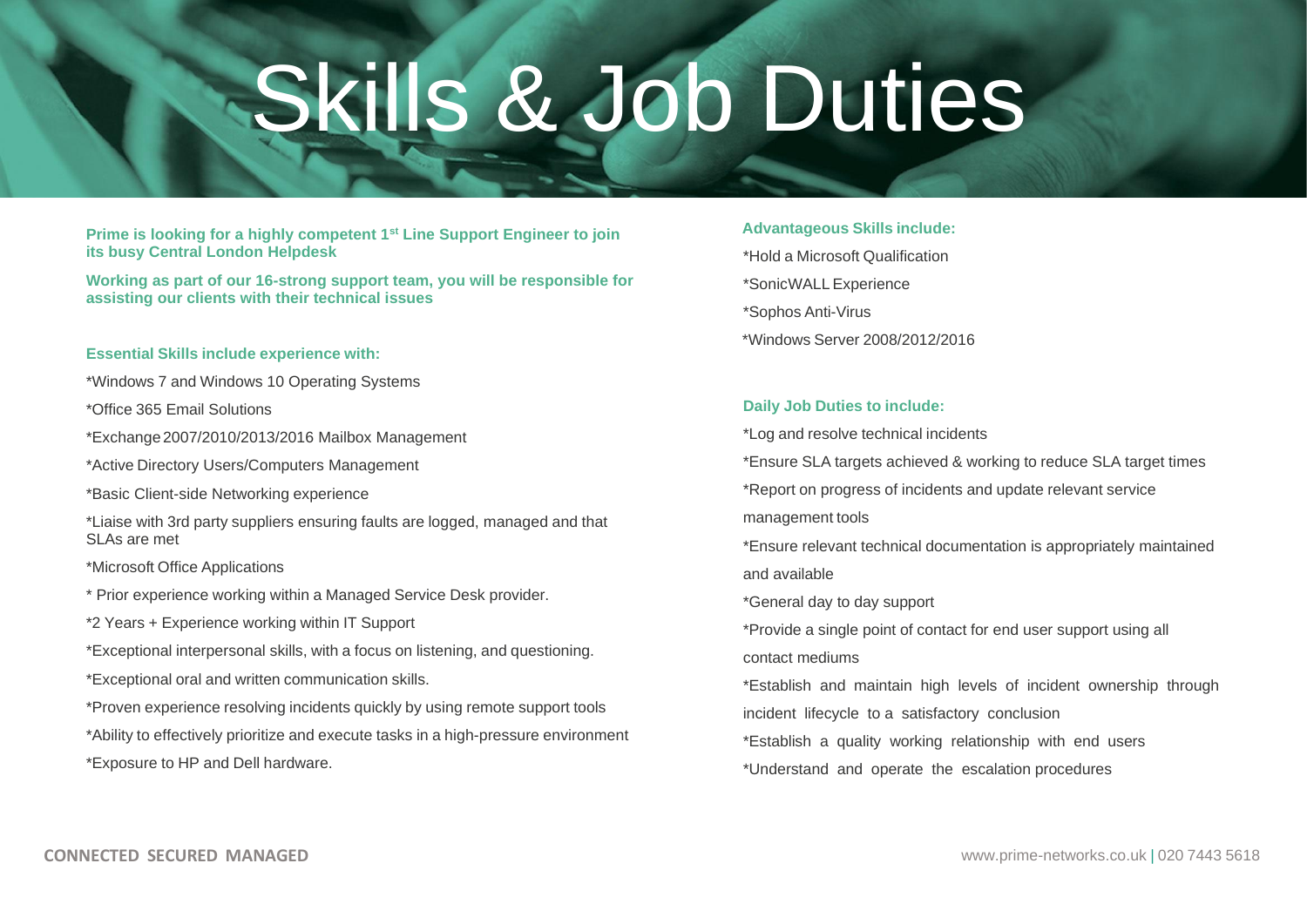# Skills & Job Duties

**Prime is looking for a highly competent 1st Line Support Engineer to join its busy Central London Helpdesk**

**Working as part of our 16-strong support team, you will be responsible for assisting our clients with their technical issues**

**Essential Skills include experience with:**

*Windows 7 and Windows 10 Operating Systems

*Office 365 Email Solutions

*Exchange 2007/2010/2013/2016 Mailbox Management

*Active Directory Users/Computers Management

*Basic Client-side Networking experience

*Liaise with 3rd party suppliers ensuring faults are logged, managed and that SLAs are met

*Microsoft Office Applications

* Prior experience working within a Managed Service Desk provider.

*2 Years + Experience working within IT Support

*Exceptional interpersonal skills, with a focus on listening, and questioning.

*Exceptional oral and written communication skills.

*Proven experience resolving incidents quickly by using remote support tools

*Ability to effectively prioritize and execute tasks in a high-pressure environment

*Exposure to HP and Dell hardware.

**Advantageous Skills include:**

*Hold a Microsoft Qualification

*SonicWALL Experience

*Sophos Anti-Virus

*Windows Server 2008/2012/2016

**Daily Job Duties to include:**

*Log and resolve technical incidents

*Ensure SLA targets achieved & working to reduce SLA target times

*Report on progress of incidents and update relevant service management tools

*Ensure relevant technical documentation is appropriately maintained and available

*General day to day support

*Provide a single point of contact for end user support using all contact mediums

*Establish and maintain high levels of incident ownership through incident lifecycle to a satisfactory conclusion

*Establish a quality working relationship with end users

*Understand and operate the escalation procedures

**CONNECTED SECURED MANAGED**

www.prime-networks.co.uk | 020 7443 5618